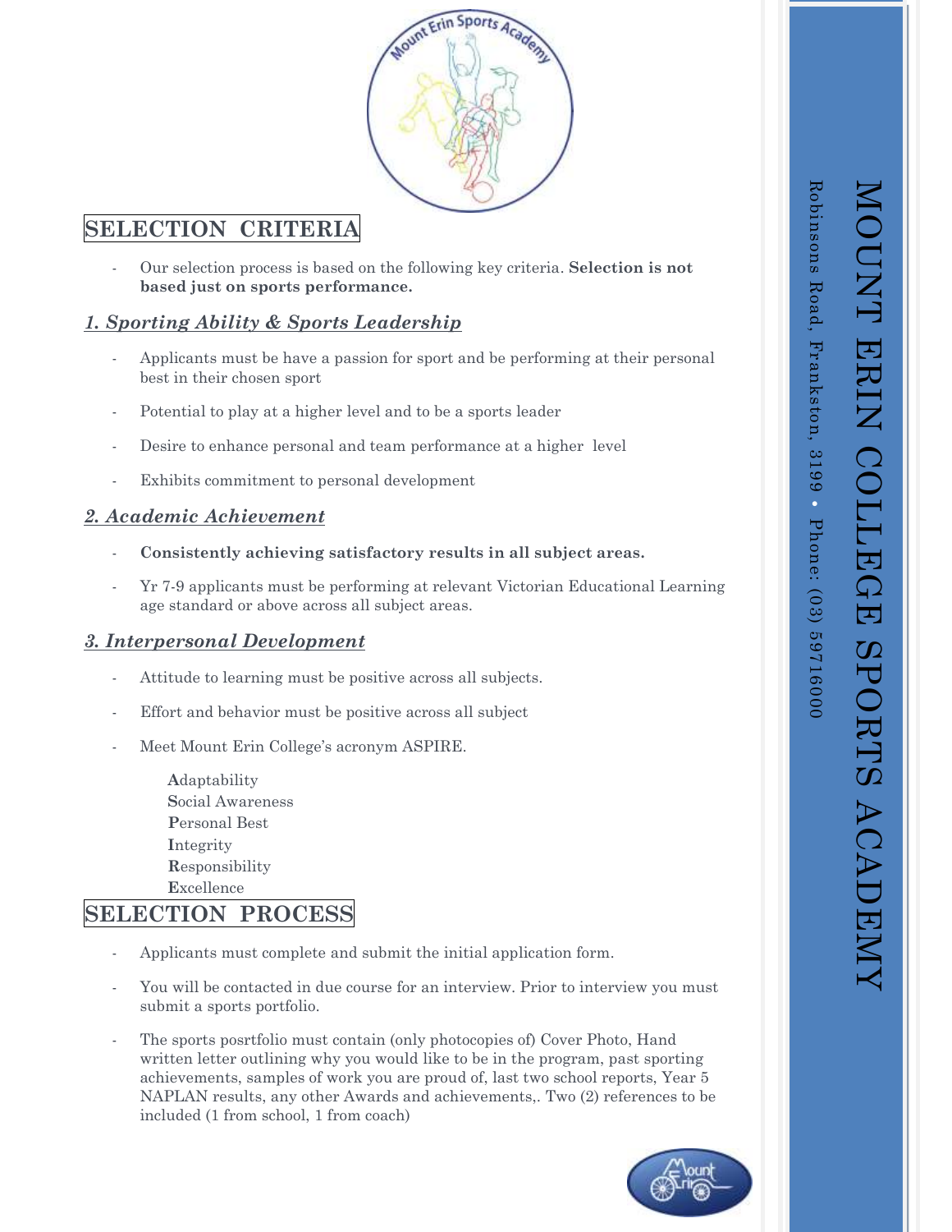# MOUNT ERIN COLLEGE SPORTS ACADEMY

Robinsons Road, Frankston, 3199 • Phone: (03) 5971 6000

## SELECTION CRITERIA

- Our selection process is based on the following key criteria. **Selection is not based just on sports performance.**

### *1. Sporting Ability & Sports Leadership*

- Applicants must be have a passion for sport and be performing at their personal best in their chosen sport
- Potential to play at a higher level and to be a sports leader
- Desire to enhance personal and team performance at a higher level
- Exhibits commitment to personal development

### *2. Academic Achievement*

- **Consistently achieving satisfactory results in all subject areas.**
- Yr 7-9 applicants must be performing at relevant Victorian Educational Learning age standard or above across all subject areas.

### *3. Interpersonal Development*

- Attitude to learning must be positive across all subjects.
- Effort and behavior must be positive across all subject
- Meet Mount Erin College's acronym ASPIRE.

  **A**daptability
  **S**ocial Awareness
  **P**ersonal Best
  **I**ntegrity
  **R**esponsibility
  **E**xcellence

## SELECTION PROCESS

- Applicants must complete and submit the initial application form.
- You will be contacted in due course for an interview. Prior to interview you must submit a sports portfolio.
- The sports posrtfolio must contain (only photocopies of) Cover Photo, Hand written letter outlining why you would like to be in the program, past sporting achievements, samples of work you are proud of, last two school reports, Year 5 NAPLAN results, any other Awards and achievements,. Two (2) references to be included (1 from school, 1 from coach)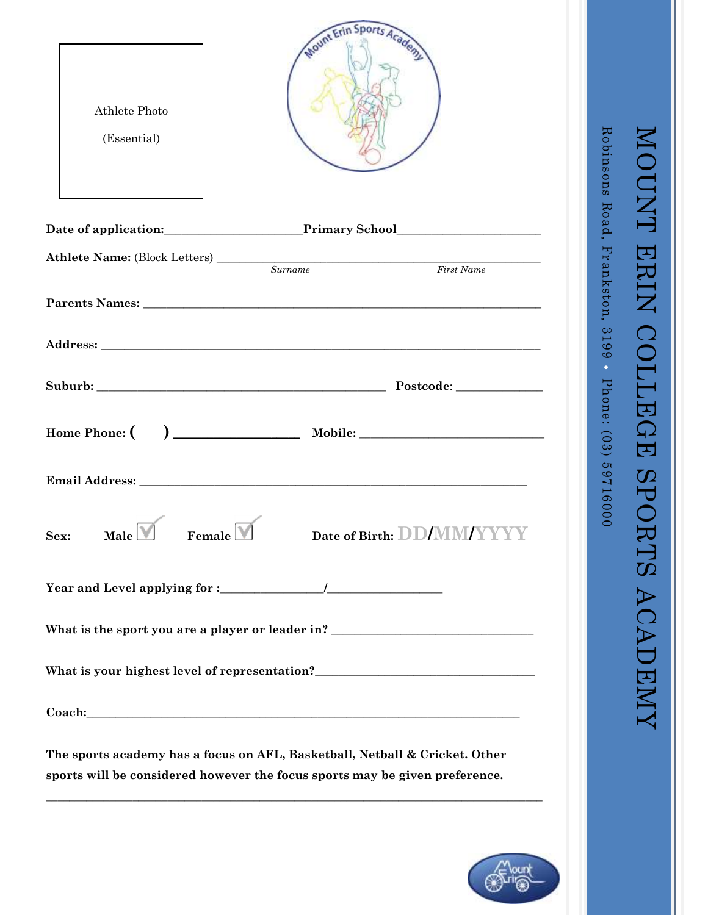Athlete Photo

(Essential)

**Date of application:**______________________**Primary School**______________________

**Athlete Name:** (Block Letters) ____________________________________________________
*Surname* *First Name*

**Parents Names:** ______________________________________________________________

**Address:** ___________________________________________________________________

**Suburb:** ______________________________________________ **Postcode**: _____________

**Home Phone: (____)** ____________________ **Mobile:** ______________________________

**Email Address:** ______________________________________________________________

**Sex:** **Male** ☐ **Female** ☐ **Date of Birth:** DD/MM/YYYY

**Year and Level applying for :**________________/__________________

**What is the sport you are a player or leader in?** ________________________________

**What is your highest level of representation?**___________________________________

**Coach:**______________________________________________________________________

**The sports academy has a focus on AFL, Basketball, Netball & Cricket. Other sports will be considered however the focus sports may be given preference.**

_______________________________________________________________________________

# MOUNT ERIN COLLEGE SPORTS ACADEMY

Robinsons Road, Frankston, 3199 • Phone: (03) 5971 6000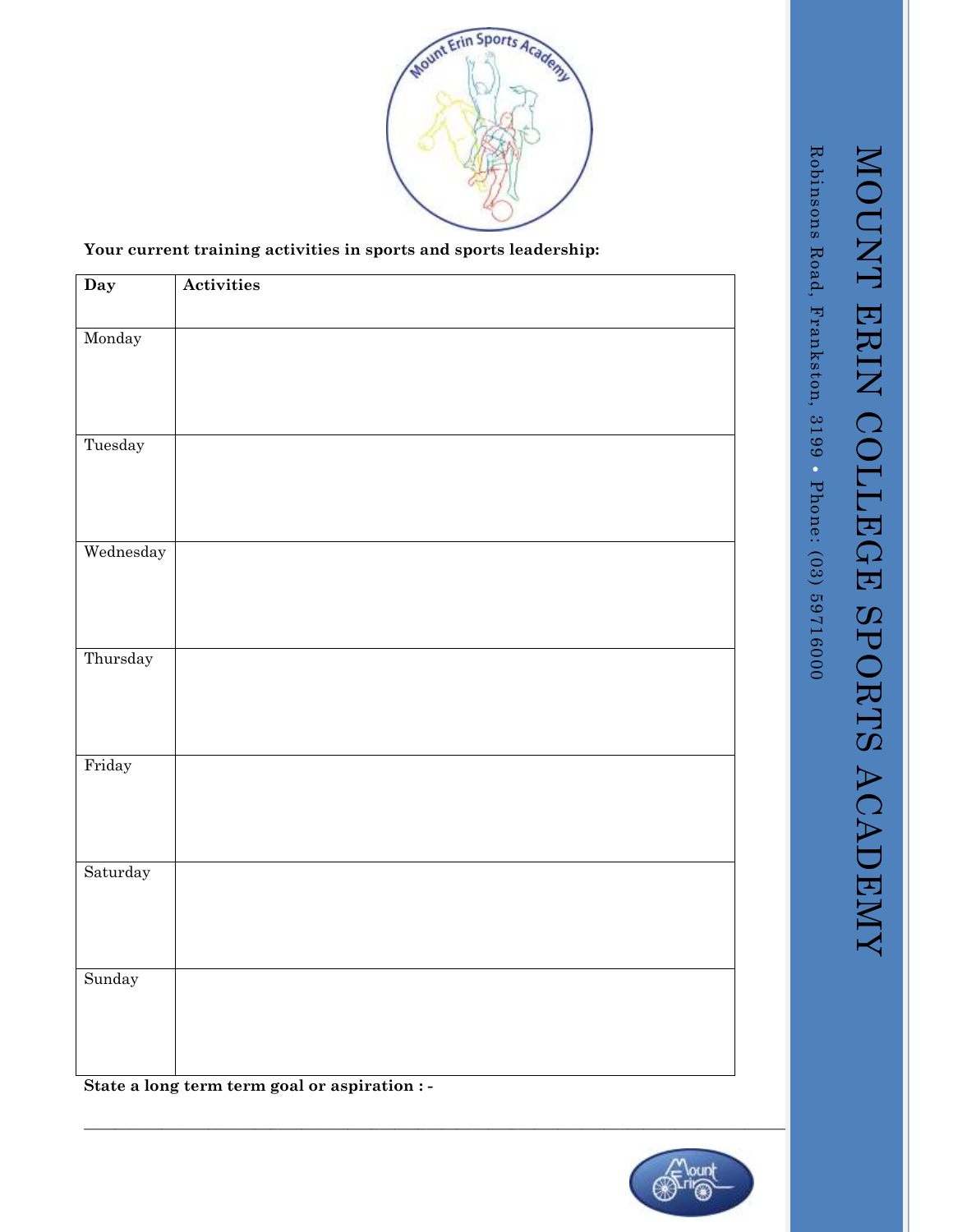**Your current training activities in sports and sports leadership:**

| Day | Activities |
|---|---|
| Monday | |
| Tuesday | |
| Wednesday | |
| Thursday | |
| Friday | |
| Saturday | |
| Sunday | |

**State a long term term goal or aspiration : -**

\_\_\_\_\_\_\_\_\_\_\_\_\_\_\_\_\_\_\_\_\_\_\_\_\_\_\_\_\_\_\_\_\_\_\_\_\_\_\_\_\_\_\_\_\_\_\_\_\_\_\_\_\_\_\_\_\_\_\_\_\_\_\_\_\_\_\_\_\_\_\_\_\_\_\_\_\_\_

MOUNT ERIN COLLEGE SPORTS ACADEMY

Robinsons Road, Frankston, 3199 • Phone: (03) 5971 6000